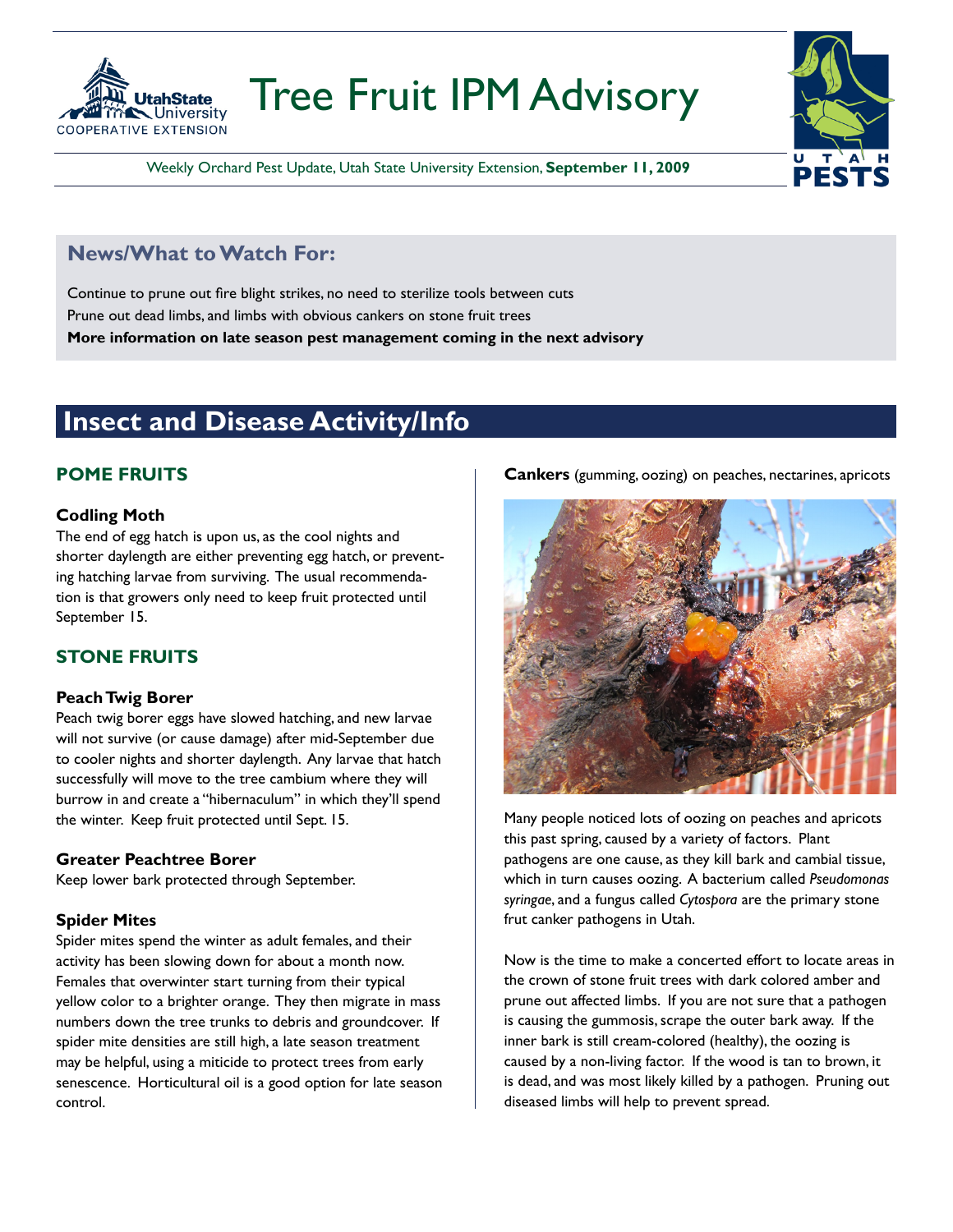# Tree Fruit IPM Advisory

Weekly Orchard Pest Update, Utah State University Extension, **September 11, 2009**

## News/What to Watch For:

Continue to prune out fire blight strikes, no need to sterilize tools between cuts

Prune out dead limbs, and limbs with obvious cankers on stone fruit trees

**More information on late season pest management coming in the next advisory**

# Insect and Disease Activity/Info

## POME FRUITS

### Codling Moth

The end of egg hatch is upon us, as the cool nights and shorter daylength are either preventing egg hatch, or preventing hatching larvae from surviving. The usual recommendation is that growers only need to keep fruit protected until September 15.

## STONE FRUITS

### Peach Twig Borer

Peach twig borer eggs have slowed hatching, and new larvae will not survive (or cause damage) after mid-September due to cooler nights and shorter daylength. Any larvae that hatch successfully will move to the tree cambium where they will burrow in and create a "hibernaculum" in which they'll spend the winter. Keep fruit protected until Sept. 15.

### Greater Peachtree Borer

Keep lower bark protected through September.

### Spider Mites

Spider mites spend the winter as adult females, and their activity has been slowing down for about a month now. Females that overwinter start turning from their typical yellow color to a brighter orange. They then migrate in mass numbers down the tree trunks to debris and groundcover. If spider mite densities are still high, a late season treatment may be helpful, using a miticide to protect trees from early senescence. Horticultural oil is a good option for late season control.

**Cankers** (gumming, oozing) on peaches, nectarines, apricots

Many people noticed lots of oozing on peaches and apricots this past spring, caused by a variety of factors. Plant pathogens are one cause, as they kill bark and cambial tissue, which in turn causes oozing. A bacterium called *Pseudomonas syringae*, and a fungus called *Cytospora* are the primary stone frut canker pathogens in Utah.

Now is the time to make a concerted effort to locate areas in the crown of stone fruit trees with dark colored amber and prune out affected limbs. If you are not sure that a pathogen is causing the gummosis, scrape the outer bark away. If the inner bark is still cream-colored (healthy), the oozing is caused by a non-living factor. If the wood is tan to brown, it is dead, and was most likely killed by a pathogen. Pruning out diseased limbs will help to prevent spread.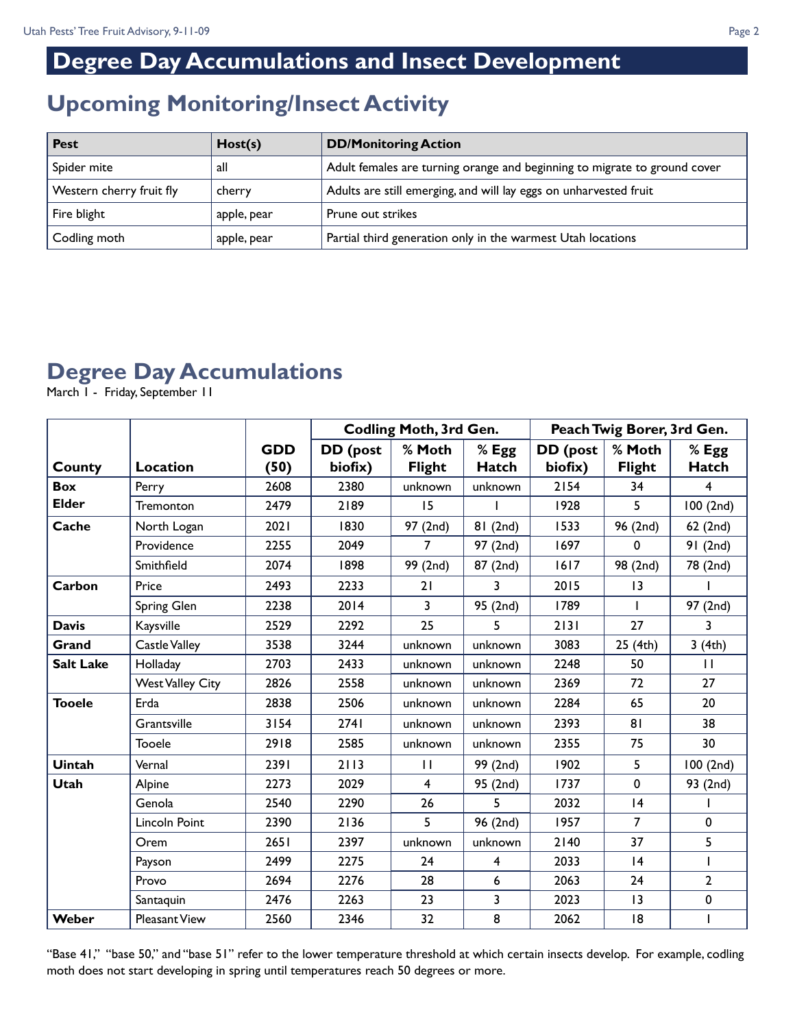# Degree Day Accumulations and Insect Development

## Upcoming Monitoring/Insect Activity

| Pest | Host(s) | DD/Monitoring Action |
|---|---|---|
| Spider mite | all | Adult females are turning orange and beginning to migrate to ground cover |
| Western cherry fruit fly | cherry | Adults are still emerging, and will lay eggs on unharvested fruit |
| Fire blight | apple, pear | Prune out strikes |
| Codling moth | apple, pear | Partial third generation only in the warmest Utah locations |

## Degree Day Accumulations

March 1 - Friday, September 11

| | | | Codling Moth, 3rd Gen. | | | Peach Twig Borer, 3rd Gen. | | |
|---|---|---|---|---|---|---|---|---|
| **County** | **Location** | **GDD (50)** | **DD (post biofix)** | **% Moth Flight** | **% Egg Hatch** | **DD (post biofix)** | **% Moth Flight** | **% Egg Hatch** |
| **Box Elder** | Perry | 2608 | 2380 | unknown | unknown | 2154 | 34 | 4 |
| | Tremonton | 2479 | 2189 | 15 | 1 | 1928 | 5 | 100 (2nd) |
| **Cache** | North Logan | 2021 | 1830 | 97 (2nd) | 81 (2nd) | 1533 | 96 (2nd) | 62 (2nd) |
| | Providence | 2255 | 2049 | 7 | 97 (2nd) | 1697 | 0 | 91 (2nd) |
| | Smithfield | 2074 | 1898 | 99 (2nd) | 87 (2nd) | 1617 | 98 (2nd) | 78 (2nd) |
| **Carbon** | Price | 2493 | 2233 | 21 | 3 | 2015 | 13 | 1 |
| | Spring Glen | 2238 | 2014 | 3 | 95 (2nd) | 1789 | 1 | 97 (2nd) |
| **Davis** | Kaysville | 2529 | 2292 | 25 | 5 | 2131 | 27 | 3 |
| **Grand** | Castle Valley | 3538 | 3244 | unknown | unknown | 3083 | 25 (4th) | 3 (4th) |
| **Salt Lake** | Holladay | 2703 | 2433 | unknown | unknown | 2248 | 50 | 11 |
| | West Valley City | 2826 | 2558 | unknown | unknown | 2369 | 72 | 27 |
| **Tooele** | Erda | 2838 | 2506 | unknown | unknown | 2284 | 65 | 20 |
| | Grantsville | 3154 | 2741 | unknown | unknown | 2393 | 81 | 38 |
| | Tooele | 2918 | 2585 | unknown | unknown | 2355 | 75 | 30 |
| **Uintah** | Vernal | 2391 | 2113 | 11 | 99 (2nd) | 1902 | 5 | 100 (2nd) |
| **Utah** | Alpine | 2273 | 2029 | 4 | 95 (2nd) | 1737 | 0 | 93 (2nd) |
| | Genola | 2540 | 2290 | 26 | 5 | 2032 | 14 | 1 |
| | Lincoln Point | 2390 | 2136 | 5 | 96 (2nd) | 1957 | 7 | 0 |
| | Orem | 2651 | 2397 | unknown | unknown | 2140 | 37 | 5 |
| | Payson | 2499 | 2275 | 24 | 4 | 2033 | 14 | 1 |
| | Provo | 2694 | 2276 | 28 | 6 | 2063 | 24 | 2 |
| | Santaquin | 2476 | 2263 | 23 | 3 | 2023 | 13 | 0 |
| **Weber** | Pleasant View | 2560 | 2346 | 32 | 8 | 2062 | 18 | 1 |

"Base 41," "base 50," and "base 51" refer to the lower temperature threshold at which certain insects develop. For example, codling moth does not start developing in spring until temperatures reach 50 degrees or more.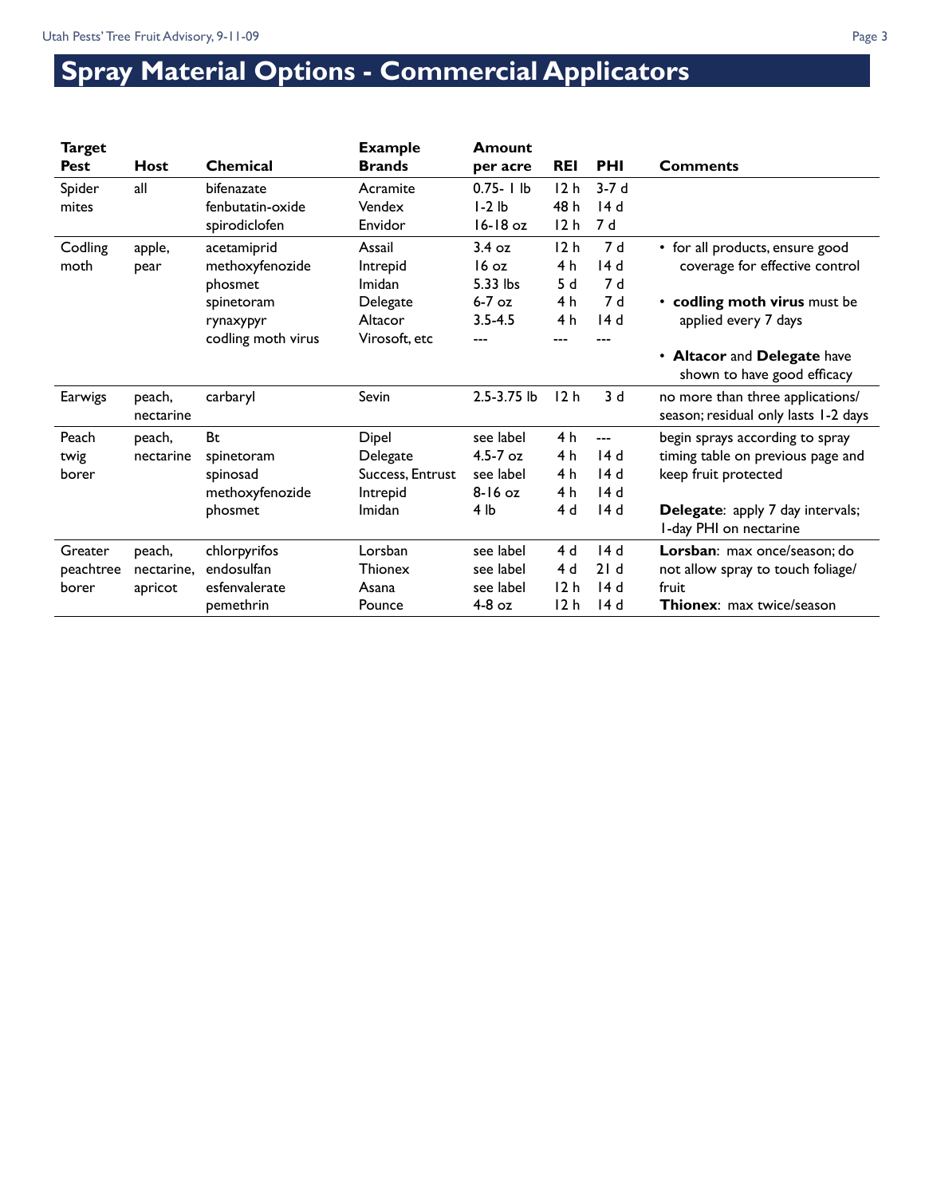# Spray Material Options - Commercial Applicators

| Target Pest | Host | Chemical | Example Brands | Amount per acre | REI | PHI | Comments |
|---|---|---|---|---|---|---|---|
| Spider mites | all | bifenazate<br>fenbutatin-oxide<br>spirodiclofen | Acramite<br>Vendex<br>Envidor | 0.75- 1 lb<br>1-2 lb<br>16-18 oz | 12 h<br>48 h<br>12 h | 3-7 d<br>14 d<br>7 d | |
| Codling moth | apple, pear | acetamiprid<br>methoxyfenozide<br>phosmet<br>spinetoram<br>rynaxypyr<br>codling moth virus | Assail<br>Intrepid<br>Imidan<br>Delegate<br>Altacor<br>Virosoft, etc | 3.4 oz<br>16 oz<br>5.33 lbs<br>6-7 oz<br>3.5-4.5<br>--- | 12 h<br>4 h<br>5 d<br>4 h<br>4 h<br>--- | 7 d<br>14 d<br>7 d<br>7 d<br>14 d<br>--- | • for all products, ensure good coverage for effective control<br>• **codling moth virus** must be applied every 7 days<br>• **Altacor** and **Delegate** have shown to have good efficacy |
| Earwigs | peach, nectarine | carbaryl | Sevin | 2.5-3.75 lb | 12 h | 3 d | no more than three applications/ season; residual only lasts 1-2 days |
| Peach twig borer | peach, nectarine | Bt<br>spinetoram<br>spinosad<br>methoxyfenozide<br>phosmet | Dipel<br>Delegate<br>Success, Entrust<br>Intrepid<br>Imidan | see label<br>4.5-7 oz<br>see label<br>8-16 oz<br>4 lb | 4 h<br>4 h<br>4 h<br>4 h<br>4 d | ---<br>14 d<br>14 d<br>14 d<br>14 d | begin sprays according to spray timing table on previous page and keep fruit protected<br>**Delegate**: apply 7 day intervals; 1-day PHI on nectarine |
| Greater peachtree borer | peach, nectarine, apricot | chlorpyrifos<br>endosulfan<br>esfenvalerate<br>pemethrin | Lorsban<br>Thionex<br>Asana<br>Pounce | see label<br>see label<br>see label<br>4-8 oz | 4 d<br>4 d<br>12 h<br>12 h | 14 d<br>21 d<br>14 d<br>14 d | **Lorsban**: max once/season; do not allow spray to touch foliage/ fruit<br>**Thionex**: max twice/season |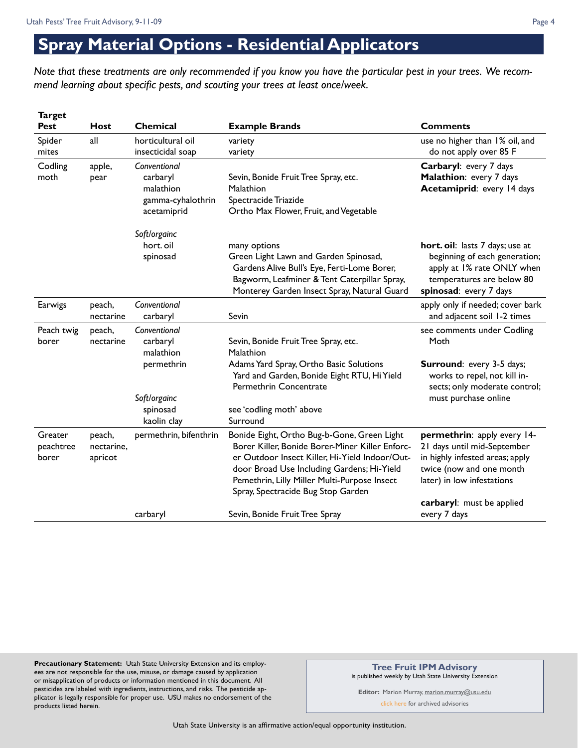# Spray Material Options - Residential Applicators

*Note that these treatments are only recommended if you know you have the particular pest in your trees. We recommend learning about specific pests, and scouting your trees at least once/week.*

| Target Pest | Host | Chemical | Example Brands | Comments |
|---|---|---|---|---|
| Spider mites | all | horticultural oil<br>insecticidal soap | variety<br>variety | use no higher than 1% oil, and do not apply over 85 F |
| Codling moth | apple, pear | *Conventional*<br>carbaryl<br>malathion<br>gamma-cyhalothrin<br>acetamiprid | <br>Sevin, Bonide Fruit Tree Spray, etc.<br>Malathion<br>Spectracide Triazide<br>Ortho Max Flower, Fruit, and Vegetable | **Carbaryl**: every 7 days<br>**Malathion**: every 7 days<br>**Acetamiprid**: every 14 days |
| | | *Soft/orgainc*<br>hort. oil<br>spinosad | <br>many options<br>Green Light Lawn and Garden Spinosad, Gardens Alive Bull's Eye, Ferti-Lome Borer, Bagworm, Leafminer & Tent Caterpillar Spray, Monterey Garden Insect Spray, Natural Guard | **hort. oil**: lasts 7 days; use at beginning of each generation; apply at 1% rate ONLY when temperatures are below 80<br>**spinosad**: every 7 days |
| Earwigs | peach, nectarine | *Conventional*<br>carbaryl | <br>Sevin | apply only if needed; cover bark and adjacent soil 1-2 times |
| Peach twig borer | peach, nectarine | *Conventional*<br>carbaryl<br>malathion<br>permethrin | <br>Sevin, Bonide Fruit Tree Spray, etc.<br>Malathion<br>Adams Yard Spray, Ortho Basic Solutions Yard and Garden, Bonide Eight RTU, Hi Yield Permethrin Concentrate | see comments under Codling Moth<br><br>**Surround**: every 3-5 days; works to repel, not kill insects; only moderate control; must purchase online |
| | | *Soft/orgainc*<br>spinosad<br>kaolin clay | <br>see 'codling moth' above<br>Surround | |
| Greater peachtree borer | peach, nectarine, apricot | permethrin, bifenthrin | Bonide Eight, Ortho Bug-b-Gone, Green Light Borer Killer, Bonide Borer-Miner Killer Enforcer Outdoor Insect Killer, Hi-Yield Indoor/Outdoor Broad Use Including Gardens; Hi-Yield Pemethrin, Lilly Miller Multi-Purpose Insect Spray, Spectracide Bug Stop Garden | **permethrin**: apply every 14-21 days until mid-September in highly infested areas; apply twice (now and one month later) in low infestations |
| | | carbaryl | Sevin, Bonide Fruit Tree Spray | **carbaryl**: must be applied every 7 days |

**Precautionary Statement:** Utah State University Extension and its employees are not responsible for the use, misuse, or damage caused by application or misapplication of products or information mentioned in this document. All pesticides are labeled with ingredients, instructions, and risks. The pesticide applicator is legally responsible for proper use. USU makes no endorsement of the products listed herein.

**Tree Fruit IPM Advisory**
is published weekly by Utah State University Extension

**Editor:** Marion Murray, marion.murray@usu.edu

click here for archived advisories

Utah State University is an affirmative action/equal opportunity institution.